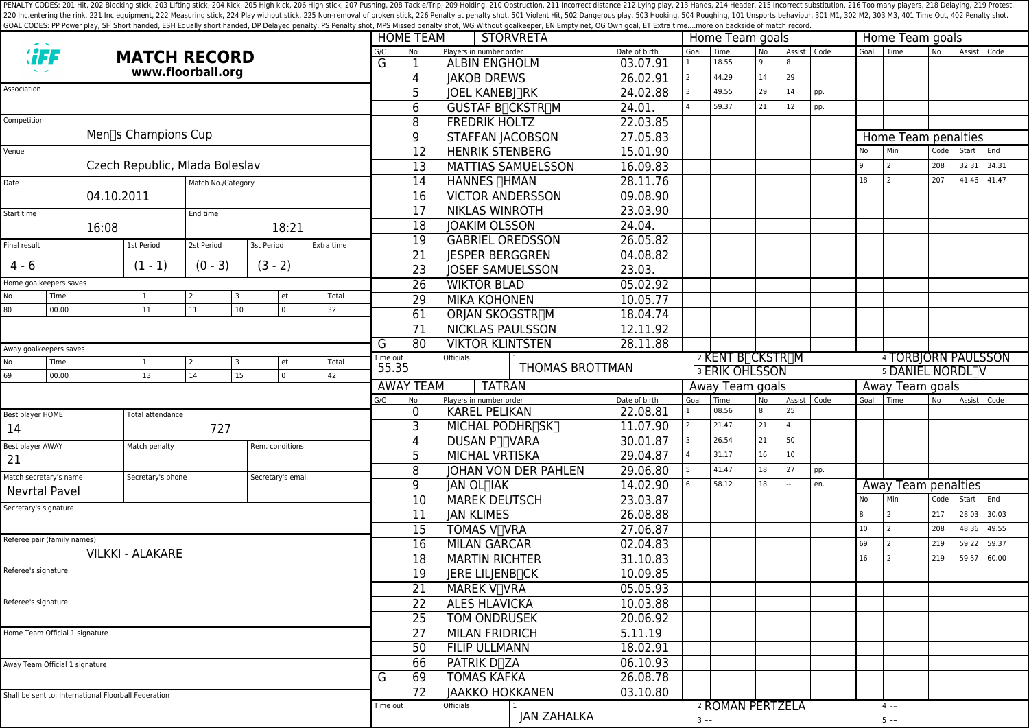PENALTY CODES: 201 Hit, 202 Blocking stick, 203 Lifting stick, 204 Kick, 205 High kick, 206 High stick, 207 Pushing, 208 Tackle/Trip, 209 Holding, 210 Obstruction, 211 Incorrect distance 212 Lying play, 213 Hands, 214 Header, 215 Incorrect substitution, 216 Too many players, 218 Delaying, 219 Protest, 220 Inc.entering the rink, 221 Inc.equipment, 222 Measuring stick, 224 Play without stick, 225 Non-removal of broken stick, 226 Penalty at penalty shot, 501 Violent Hit, 502 Dangerous play, 503 Hooking, 504 Roughing, 101 Unsports.behaviour, 301 M1, 302 M2, 303 M3, 401 Time Out, 402 Penalty shot.
GOAL CODES: PP Power play, SH Short handed, ESH Equally short handed, DP Delayed penalty, PS Penalty shot, MPS Missed penalty shot, WG Without goalkeeper, EN Empty net, OG Own goal, ET Extra time....more on backside of match record.

# MATCH RECORD

**www.floorball.org**

| Field | Value |
|---|---|
| Association | |
| Competition | Men�s Champions Cup |
| Venue | Czech Republic, Mlada Boleslav |
| Date | 04.10.2011 |
| Match No./Category | |
| Start time | 16:08 |
| End time | 18:21 |

| Final result | 1st Period | 2st Period | 3st Period | Extra time |
|---|---|---|---|---|
| 4 - 6 | (1 - 1) | (0 - 3) | (3 - 2) | |

Home goalkeepers saves

| No | Time | 1 | 2 | 3 | et. | Total |
|---|---|---|---|---|---|---|
| 80 | 00.00 | 11 | 11 | 10 | 0 | 32 |

Away goalkeepers saves

| No | Time | 1 | 2 | 3 | et. | Total |
|---|---|---|---|---|---|---|
| 69 | 00.00 | 13 | 14 | 15 | 0 | 42 |

| Field | Value |
|---|---|
| Best player HOME | 14 |
| Total attendance | 727 |
| Best player AWAY | 21 |
| Match penalty | |
| Rem. conditions | |
| Match secretary's name | Nevrtal Pavel |
| Secretary's phone | |
| Secretary's email | |
| Secretary's signature | |
| Referee pair (family names) | VILKKI - ALAKARE |
| Referee's signature | |
| Referee's signature | |
| Home Team Official 1 signature | |
| Away Team Official 1 signature | |

Shall be sent to: International Floorball Federation

## HOME TEAM: STORVRETA

| G/C | No | Players in number order | Date of birth |
|---|---|---|---|
| G | 1 | ALBIN ENGHOLM | 03.07.91 |
| | 4 | JAKOB DREWS | 26.02.91 |
| | 5 | JOEL KANEBJ�RK | 24.02.88 |
| | 6 | GUSTAF B�CKSTR�M | 24.01. |
| | 8 | FREDRIK HOLTZ | 22.03.85 |
| | 9 | STAFFAN JACOBSON | 27.05.83 |
| | 12 | HENRIK STENBERG | 15.01.90 |
| | 13 | MATTIAS SAMUELSSON | 16.09.83 |
| | 14 | HANNES �HMAN | 28.11.76 |
| | 16 | VICTOR ANDERSSON | 09.08.90 |
| | 17 | NIKLAS WINROTH | 23.03.90 |
| | 18 | JOAKIM OLSSON | 24.04. |
| | 19 | GABRIEL OREDSSON | 26.05.82 |
| | 21 | JESPER BERGGREN | 04.08.82 |
| | 23 | JOSEF SAMUELSSON | 23.03. |
| | 26 | WIKTOR BLAD | 05.02.92 |
| | 29 | MIKA KOHONEN | 10.05.77 |
| | 61 | ORJAN SKOGSTR�M | 18.04.74 |
| | 71 | NICKLAS PAULSSON | 12.11.92 |
| G | 80 | VIKTOR KLINTSTEN | 28.11.88 |

Time out: 55.35

Officials: 1 THOMAS BROTTMAN, 2 KENT B�CKSTR�M, 3 ERIK OHLSSON, 4 TORBJORN PAULSSON, 5 DANIEL NORDL�V

### Home Team goals

| Goal | Time | No | Assist | Code |
|---|---|---|---|---|
| 1 | 18.55 | 9 | 8 | |
| 2 | 44.29 | 14 | 29 | |
| 3 | 49.55 | 29 | 14 | pp. |
| 4 | 59.37 | 21 | 12 | pp. |

### Home Team penalties

| No | Min | Code | Start | End |
|---|---|---|---|---|
| 9 | 2 | 208 | 32.31 | 34.31 |
| 18 | 2 | 207 | 41.46 | 41.47 |

## AWAY TEAM: TATRAN

| G/C | No | Players in number order | Date of birth |
|---|---|---|---|
| | 0 | KAREL PELIKAN | 22.08.81 |
| | 3 | MICHAL PODHR�SK� | 11.07.90 |
| | 4 | DUSAN P��VARA | 30.01.87 |
| | 5 | MICHAL VRTISKA | 29.04.87 |
| | 8 | JOHAN VON DER PAHLEN | 29.06.80 |
| | 9 | JAN OL�IAK | 14.02.90 |
| | 10 | MAREK DEUTSCH | 23.03.87 |
| | 11 | JAN KLIMES | 26.08.88 |
| | 15 | TOMAS V�VRA | 27.06.87 |
| | 16 | MILAN GARCAR | 02.04.83 |
| | 18 | MARTIN RICHTER | 31.10.83 |
| | 19 | JERE LILJENB�CK | 10.09.85 |
| | 21 | MAREK V�VRA | 05.05.93 |
| | 22 | ALES HLAVICKA | 10.03.88 |
| | 25 | TOM ONDRUSEK | 20.06.92 |
| | 27 | MILAN FRIDRICH | 5.11.19 |
| | 50 | FILIP ULLMANN | 18.02.91 |
| | 66 | PATRIK D�ZA | 06.10.93 |
| G | 69 | TOMAS KAFKA | 26.08.78 |
| | 72 | JAAKKO HOKKANEN | 03.10.80 |

Time out:

Officials: 1 JAN ZAHALKA, 2 ROMAN PERTZELA, 3 --, 4 --, 5 --

### Away Team goals

| Goal | Time | No | Assist | Code |
|---|---|---|---|---|
| 1 | 08.56 | 8 | 25 | |
| 2 | 21.47 | 21 | 4 | |
| 3 | 26.54 | 21 | 50 | |
| 4 | 31.17 | 16 | 10 | |
| 5 | 41.47 | 18 | 27 | pp. |
| 6 | 58.12 | 18 | -- | en. |

### Away Team penalties

| No | Min | Code | Start | End |
|---|---|---|---|---|
| 8 | 2 | 217 | 28.03 | 30.03 |
| 10 | 2 | 208 | 48.36 | 49.55 |
| 69 | 2 | 219 | 59.22 | 59.37 |
| 16 | 2 | 219 | 59.57 | 60.00 |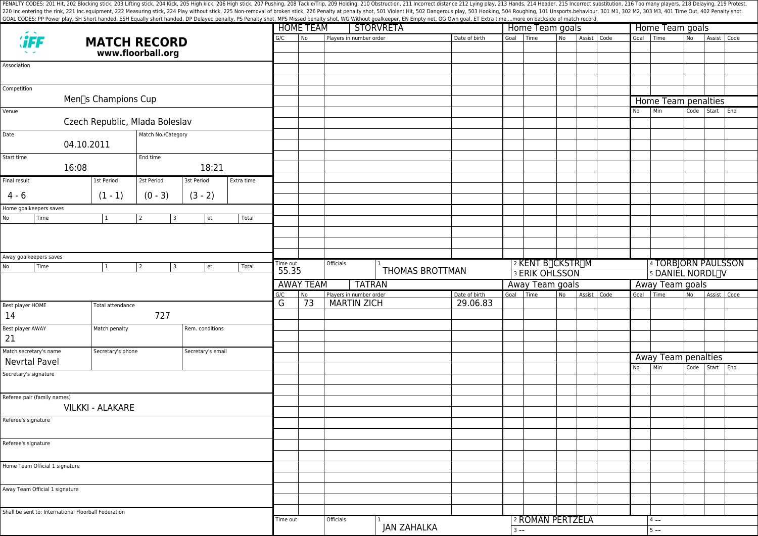PENALTY CODES: 201 Hit, 202 Blocking stick, 203 Lifting stick, 204 Kick, 205 High kick, 206 High stick, 207 Pushing, 208 Tackle/Trip, 209 Holding, 210 Obstruction, 211 Incorrect distance 212 Lying play, 213 Hands, 214 Header, 215 Incorrect substitution, 216 Too many players, 218 Delaying, 219 Protest, 220 Inc.entering the rink, 221 Inc.equipment, 222 Measuring stick, 224 Play without stick, 225 Non-removal of broken stick, 226 Penalty at penalty shot, 501 Violent Hit, 502 Dangerous play, 503 Hooking, 504 Roughing, 101 Unsports.behaviour, 301 M1, 302 M2, 303 M3, 401 Time Out, 402 Penalty shot.

GOAL CODES: PP Power play, SH Short handed, ESH Equally short handed, DP Delayed penalty, PS Penalty shot, MPS Missed penalty shot, WG Without goalkeeper, EN Empty net, OG Own goal, ET Extra time....more on backside of match record.

# MATCH RECORD

**www.floorball.org**

| | |
|---|---|
| Association | |
| Competition | Men's Champions Cup |
| Venue | Czech Republic, Mlada Boleslav |
| Date | 04.10.2011 |
| Match No./Category | |
| Start time | 16:08 |
| End time | 18:21 |

| Final result | 1st Period | 2st Period | 3st Period | Extra time |
|---|---|---|---|---|
| 4 - 6 | (1 - 1) | (0 - 3) | (3 - 2) | |

Home goalkeepers saves

| No | Time | 1 | 2 | 3 | et. | Total |
|---|---|---|---|---|---|---|
| | | | | | | |

Away goalkeepers saves

| No | Time | 1 | 2 | 3 | et. | Total |
|---|---|---|---|---|---|---|
| | | | | | | |

| | |
|---|---|
| Best player HOME | 14 |
| Total attendance | 727 |
| Best player AWAY | 21 |
| Match penalty | |
| Rem. conditions | |
| Match secretary's name | Nevrtal Pavel |
| Secretary's phone | |
| Secretary's email | |
| Secretary's signature | |
| Referee pair (family names) | VILKKI - ALAKARE |
| Referee's signature | |
| Referee's signature | |
| Home Team Official 1 signature | |
| Away Team Official 1 signature | |

Shall be sent to: International Floorball Federation

## HOME TEAM STORVRETA

| G/C | No | Players in number order | Date of birth |
|---|---|---|---|
| | | | |

Time out: 55.35

Officials: 1 THOMAS BROTTMAN, 2 KENT BÄCKSTRÖM, 3 ERIK OHLSSON, 4 TORBJORN PAULSSON, 5 DANIEL NORDLÖV

Home Team goals

| Goal | Time | No | Assist | Code |
|---|---|---|---|---|
| | | | | |

Home Team penalties

| No | Min | Code | Start | End |
|---|---|---|---|---|
| | | | | |

## AWAY TEAM TATRAN

| G/C | No | Players in number order | Date of birth |
|---|---|---|---|
| G | 73 | MARTIN ZICH | 29.06.83 |

Time out:

Officials: 1 JAN ZAHALKA, 2 ROMAN PERTZELA, 3 --, 4 --, 5 --

Away Team goals

| Goal | Time | No | Assist | Code |
|---|---|---|---|---|
| | | | | |

Away Team penalties

| No | Min | Code | Start | End |
|---|---|---|---|---|
| | | | | |